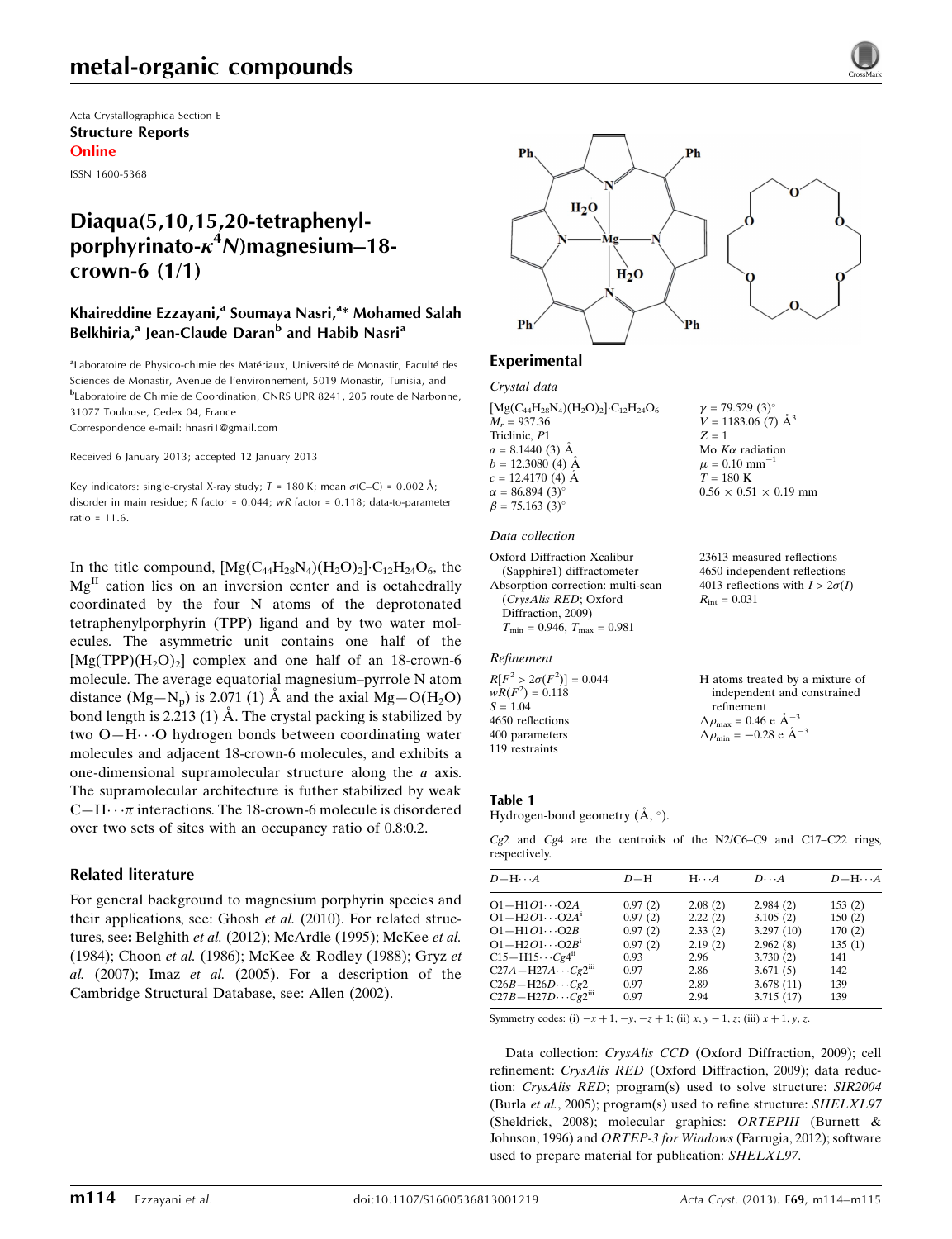Acta Crystallographica Section E

**Structure Reports Online**

ISSN 1600-5368

# Diaqua(5,10,15,20-tetraphenylporphyrinato-$\kappa^4N$)magnesium–18-crown-6 (1/1)

**Khaireddine Ezzayani,[a] Soumaya Nasri,[a]* Mohamed Salah Belkhiria,[a] Jean-Claude Daran[b] and Habib Nasri[a]**

[a]Laboratoire de Physico-chimie des Matériaux, Université de Monastir, Faculté des Sciences de Monastir, Avenue de l'environnement, 5019 Monastir, Tunisia, and [b]Laboratoire de Chimie de Coordination, CNRS UPR 8241, 205 route de Narbonne, 31077 Toulouse, Cedex 04, France

Correspondence e-mail: hnasri1@gmail.com

Received 6 January 2013; accepted 12 January 2013

Key indicators: single-crystal X-ray study; $T$ = 180 K; mean $\sigma$(C–C) = 0.002 Å; disorder in main residue; $R$ factor = 0.044; $wR$ factor = 0.118; data-to-parameter ratio = 11.6.

In the title compound, $[Mg(C_{44}H_{28}N_4)(H_2O)_2]\cdot C_{12}H_{24}O_6$, the $Mg^{II}$ cation lies on an inversion center and is octahedrally coordinated by the four N atoms of the deprotonated tetraphenylporphyrin (TPP) ligand and by two water molecules. The asymmetric unit contains one half of the $[Mg(TPP)(H_2O)_2]$ complex and one half of an 18-crown-6 molecule. The average equatorial magnesium–pyrrole N atom distance (Mg—$N_p$) is 2.071 (1) Å and the axial Mg—O($H_2O$) bond length is 2.213 (1) Å. The crystal packing is stabilized by two O—H···O hydrogen bonds between coordinating water molecules and adjacent 18-crown-6 molecules, and exhibits a one-dimensional supramolecular structure along the $a$ axis. The supramolecular architecture is futher stabilized by weak C—H···$\pi$ interactions. The 18-crown-6 molecule is disordered over two sets of sites with an occupancy ratio of 0.8:0.2.

## Related literature

For general background to magnesium porphyrin species and their applications, see: Ghosh *et al.* (2010). For related structures, see: Belghith *et al.* (2012); McArdle (1995); McKee *et al.* (1984); Choon *et al.* (1986); McKee & Rodley (1988); Gryz *et al.* (2007); Imaz *et al.* (2005). For a description of the Cambridge Structural Database, see: Allen (2002).

## Experimental

### Crystal data

$[Mg(C_{44}H_{28}N_4)(H_2O)_2]\cdot C_{12}H_{24}O_6$
$M_r$ = 937.36
Triclinic, $P\bar{1}$
$a$ = 8.1440 (3) Å
$b$ = 12.3080 (4) Å
$c$ = 12.4170 (4) Å
$\alpha$ = 86.894 (3)°
$\beta$ = 75.163 (3)°
$\gamma$ = 79.529 (3)°
$V$ = 1183.06 (7) Å$^3$
$Z$ = 1
Mo $K\alpha$ radiation
$\mu$ = 0.10 mm$^{-1}$
$T$ = 180 K
0.56 × 0.51 × 0.19 mm

### Data collection

Oxford Diffraction Xcalibur (Sapphire1) diffractometer
Absorption correction: multi-scan (*CrysAlis RED*; Oxford Diffraction, 2009)
$T_{min}$ = 0.946, $T_{max}$ = 0.981
23613 measured reflections
4650 independent reflections
4013 reflections with $I > 2\sigma(I)$
$R_{int}$ = 0.031

### Refinement

$R[F^2 > 2\sigma(F^2)]$ = 0.044
$wR(F^2)$ = 0.118
$S$ = 1.04
4650 reflections
400 parameters
119 restraints
H atoms treated by a mixture of independent and constrained refinement
$\Delta\rho_{max}$ = 0.46 e Å$^{-3}$
$\Delta\rho_{min}$ = −0.28 e Å$^{-3}$

**Table 1**
Hydrogen-bond geometry (Å, °).

$Cg2$ and $Cg4$ are the centroids of the N2/C6–C9 and C17–C22 rings, respectively.

| $D$—H···$A$ | $D$—H | H···$A$ | $D$···$A$ | $D$—H···$A$ |
|---|---|---|---|---|
| O1—H1O1···O2A | 0.97 (2) | 2.08 (2) | 2.984 (2) | 153 (2) |
| O1—H2O1···O2A$^{i}$ | 0.97 (2) | 2.22 (2) | 3.105 (2) | 150 (2) |
| O1—H1O1···O2B | 0.97 (2) | 2.33 (2) | 3.297 (10) | 170 (2) |
| O1—H2O1···O2B$^{i}$ | 0.97 (2) | 2.19 (2) | 2.962 (8) | 135 (1) |
| C15—H15···Cg4$^{ii}$ | 0.93 | 2.96 | 3.730 (2) | 141 |
| C27A—H27A···Cg2$^{iii}$ | 0.97 | 2.86 | 3.671 (5) | 142 |
| C26B—H26D···Cg2 | 0.97 | 2.89 | 3.678 (11) | 139 |
| C27B—H27D···Cg2$^{iii}$ | 0.97 | 2.94 | 3.715 (17) | 139 |

Symmetry codes: (i) $-x+1, -y, -z+1$; (ii) $x, y-1, z$; (iii) $x+1, y, z$.

Data collection: *CrysAlis CCD* (Oxford Diffraction, 2009); cell refinement: *CrysAlis RED* (Oxford Diffraction, 2009); data reduction: *CrysAlis RED*; program(s) used to solve structure: *SIR2004* (Burla *et al.*, 2005); program(s) used to refine structure: *SHELXL97* (Sheldrick, 2008); molecular graphics: *ORTEPIII* (Burnett & Johnson, 1996) and *ORTEP-3 for Windows* (Farrugia, 2012); software used to prepare material for publication: *SHELXL97*.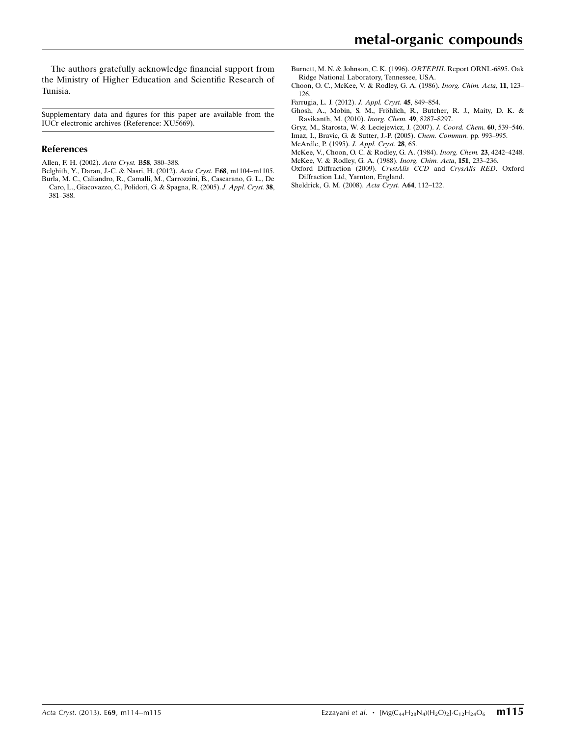The authors gratefully acknowledge financial support from the Ministry of Higher Education and Scientific Research of Tunisia.

Supplementary data and figures for this paper are available from the IUCr electronic archives (Reference: XU5669).

## References

Allen, F. H. (2002). *Acta Cryst.* B**58**, 380–388.

Belghith, Y., Daran, J.-C. & Nasri, H. (2012). *Acta Cryst.* E**68**, m1104–m1105.

Burla, M. C., Caliandro, R., Camalli, M., Carrozzini, B., Cascarano, G. L., De Caro, L., Giacovazzo, C., Polidori, G. & Spagna, R. (2005). *J. Appl. Cryst.* **38**, 381–388.

Burnett, M. N. & Johnson, C. K. (1996). *ORTEPIII*. Report ORNL-6895. Oak Ridge National Laboratory, Tennessee, USA.

Choon, O. C., McKee, V. & Rodley, G. A. (1986). *Inorg. Chim. Acta*, **11**, 123–126.

Farrugia, L. J. (2012). *J. Appl. Cryst.* **45**, 849–854.

Ghosh, A., Mobin, S. M., Fröhlich, R., Butcher, R. J., Maity, D. K. & Ravikanth, M. (2010). *Inorg. Chem.* **49**, 8287–8297.

Gryz, M., Starosta, W. & Leciejewicz, J. (2007). *J. Coord. Chem.* **60**, 539–546.

Imaz, I., Bravic, G. & Sutter, J.-P. (2005). *Chem. Commun.* pp. 993–995.

McArdle, P. (1995). *J. Appl. Cryst.* **28**, 65.

McKee, V., Choon, O. C. & Rodley, G. A. (1984). *Inorg. Chem.* **23**, 4242–4248.

McKee, V. & Rodley, G. A. (1988). *Inorg. Chim. Acta*, **151**, 233–236.

Oxford Diffraction (2009). *CrystAlis CCD* and *CrysAlis RED*. Oxford Diffraction Ltd, Yarnton, England.

Sheldrick, G. M. (2008). *Acta Cryst.* A**64**, 112–122.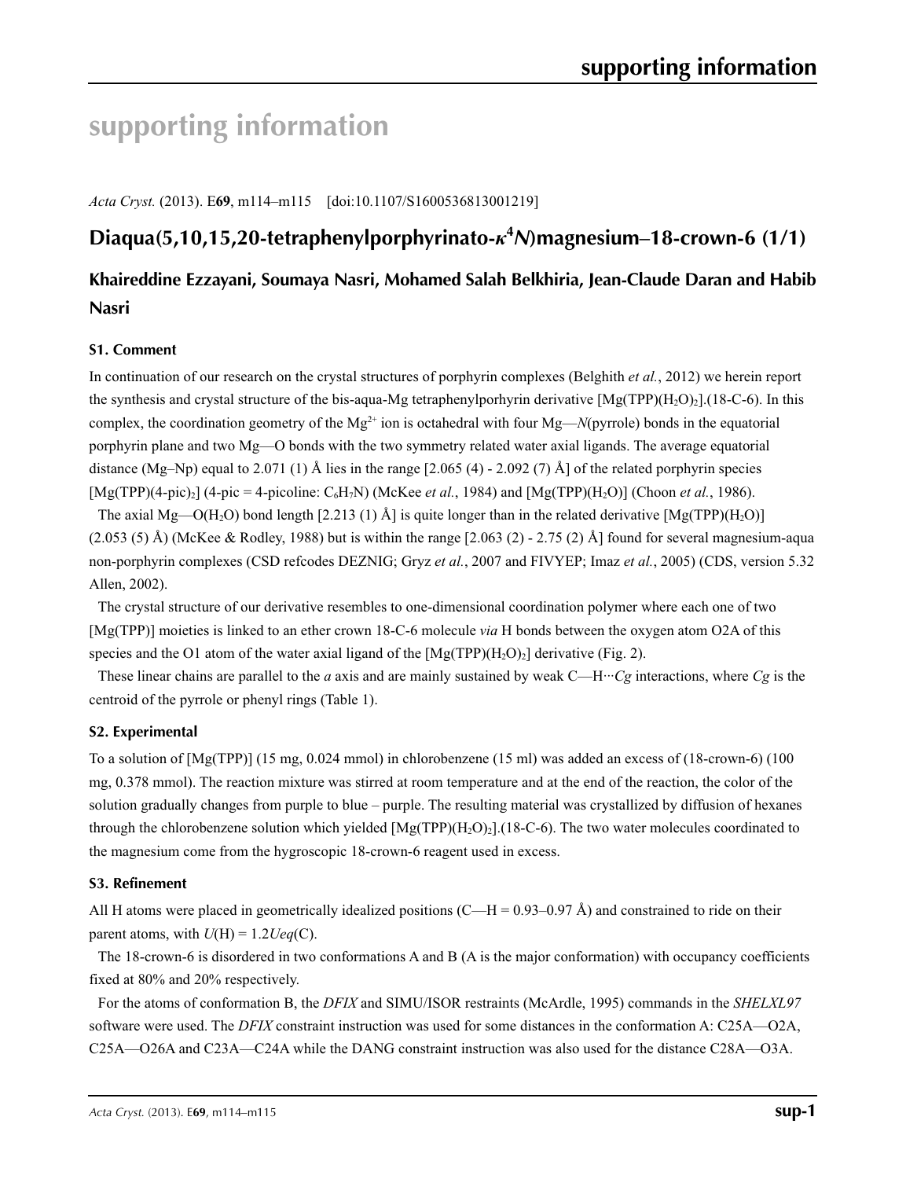# supporting information

*Acta Cryst.* (2013). E**69**, m114–m115 [doi:10.1107/S1600536813001219]

## Diaqua(5,10,15,20-tetraphenylporphyrinato-$\kappa^4N$)magnesium–18-crown-6 (1/1)

### Khaireddine Ezzayani, Soumaya Nasri, Mohamed Salah Belkhiria, Jean-Claude Daran and Habib Nasri

#### S1. Comment

In continuation of our research on the crystal structures of porphyrin complexes (Belghith *et al.*, 2012) we herein report the synthesis and crystal structure of the bis-aqua-Mg tetraphenylporhyrin derivative [Mg(TPP)($H_2O$)$_2$].(18-C-6). In this complex, the coordination geometry of the $Mg^{2+}$ ion is octahedral with four Mg—*N*(pyrrole) bonds in the equatorial porphyrin plane and two Mg—O bonds with the two symmetry related water axial ligands. The average equatorial distance (Mg–Np) equal to 2.071 (1) Å lies in the range [2.065 (4) - 2.092 (7) Å] of the related porphyrin species [Mg(TPP)(4-pic)$_2$] (4-pic = 4-picoline: $C_6H_7N$) (McKee *et al.*, 1984) and [Mg(TPP)($H_2O$)] (Choon *et al.*, 1986).

The axial Mg—O($H_2O$) bond length [2.213 (1) Å] is quite longer than in the related derivative [Mg(TPP)($H_2O$)] (2.053 (5) Å) (McKee & Rodley, 1988) but is within the range [2.063 (2) - 2.75 (2) Å] found for several magnesium-aqua non-porphyrin complexes (CSD refcodes DEZNIG; Gryz *et al.*, 2007 and FIVYEP; Imaz *et al.*, 2005) (CDS, version 5.32 Allen, 2002).

The crystal structure of our derivative resembles to one-dimensional coordination polymer where each one of two [Mg(TPP)] moieties is linked to an ether crown 18-C-6 molecule *via* H bonds between the oxygen atom O2A of this species and the O1 atom of the water axial ligand of the [Mg(TPP)($H_2O$)$_2$] derivative (Fig. 2).

These linear chains are parallel to the *a* axis and are mainly sustained by weak C—H···*Cg* interactions, where *Cg* is the centroid of the pyrrole or phenyl rings (Table 1).

#### S2. Experimental

To a solution of [Mg(TPP)] (15 mg, 0.024 mmol) in chlorobenzene (15 ml) was added an excess of (18-crown-6) (100 mg, 0.378 mmol). The reaction mixture was stirred at room temperature and at the end of the reaction, the color of the solution gradually changes from purple to blue – purple. The resulting material was crystallized by diffusion of hexanes through the chlorobenzene solution which yielded [Mg(TPP)($H_2O$)$_2$].(18-C-6). The two water molecules coordinated to the magnesium come from the hygroscopic 18-crown-6 reagent used in excess.

#### S3. Refinement

All H atoms were placed in geometrically idealized positions (C—H = 0.93–0.97 Å) and constrained to ride on their parent atoms, with *U*(H) = 1.2*Ueq*(C).

The 18-crown-6 is disordered in two conformations A and B (A is the major conformation) with occupancy coefficients fixed at 80% and 20% respectively.

For the atoms of conformation B, the *DFIX* and SIMU/ISOR restraints (McArdle, 1995) commands in the *SHELXL97* software were used. The *DFIX* constraint instruction was used for some distances in the conformation A: C25A—O2A, C25A—O26A and C23A—C24A while the DANG constraint instruction was also used for the distance C28A—O3A.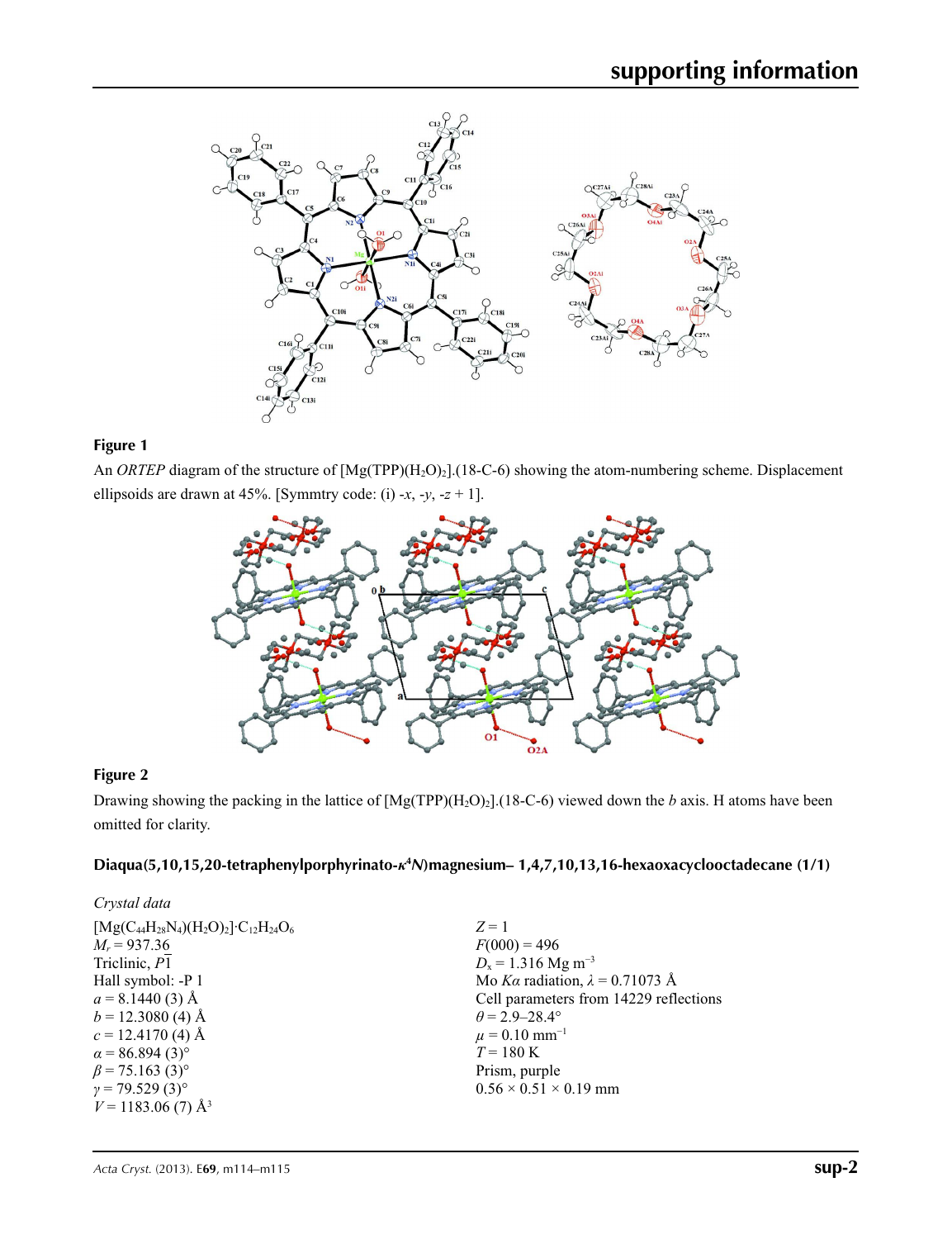**Figure 1**

An *ORTEP* diagram of the structure of $[Mg(TPP)(H_2O)_2]$.(18-C-6) showing the atom-numbering scheme. Displacement ellipsoids are drawn at 45%. [Symmtry code: (i) -*x*, -*y*, -*z* + 1].

**Figure 2**

Drawing showing the packing in the lattice of $[Mg(TPP)(H_2O)_2]$.(18-C-6) viewed down the *b* axis. H atoms have been omitted for clarity.

### Diaqua(5,10,15,20-tetraphenylporphyrinato-$\kappa^4N$)magnesium– 1,4,7,10,13,16-hexaoxacyclooctadecane (1/1)

*Crystal data*

$[Mg(C_{44}H_{28}N_4)(H_2O)_2]\cdot C_{12}H_{24}O_6$
$M_r$ = 937.36
Triclinic, $P\overline{1}$
Hall symbol: -P 1
$a$ = 8.1440 (3) Å
$b$ = 12.3080 (4) Å
$c$ = 12.4170 (4) Å
$\alpha$ = 86.894 (3)°
$\beta$ = 75.163 (3)°
$\gamma$ = 79.529 (3)°
$V$ = 1183.06 (7) Å$^3$
$Z$ = 1
$F(000)$ = 496
$D_x$ = 1.316 Mg m$^{-3}$
Mo $K\alpha$ radiation, $\lambda$ = 0.71073 Å
Cell parameters from 14229 reflections
$\theta$ = 2.9–28.4°
$\mu$ = 0.10 mm$^{-1}$
$T$ = 180 K
Prism, purple
0.56 × 0.51 × 0.19 mm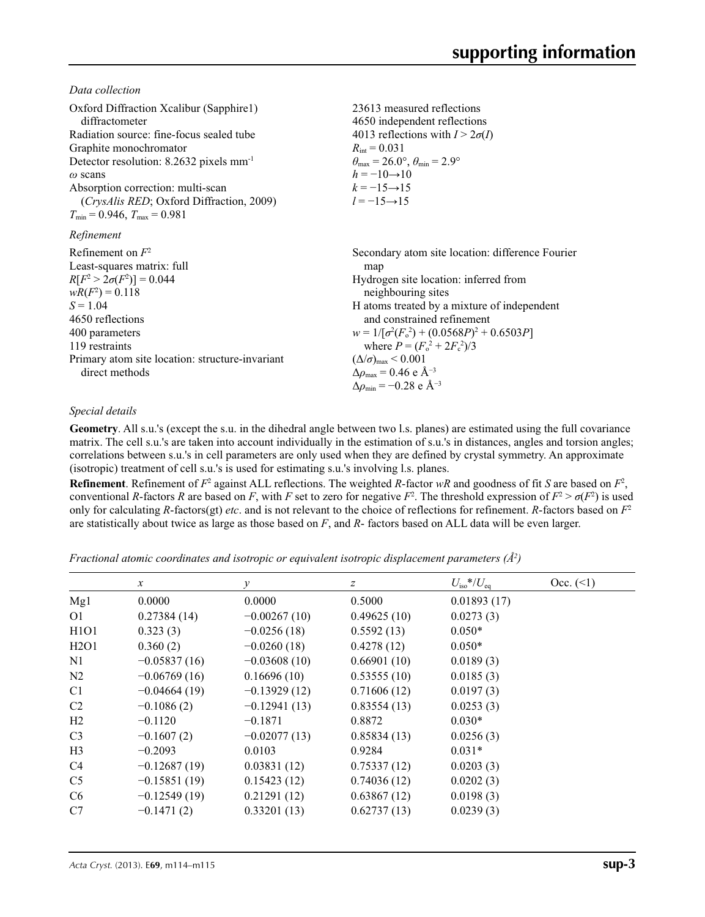*Data collection*

Oxford Diffraction Xcalibur (Sapphire1) diffractometer
Radiation source: fine-focus sealed tube
Graphite monochromator
Detector resolution: 8.2632 pixels mm$^{-1}$
$\omega$ scans
Absorption correction: multi-scan (*CrysAlis RED*; Oxford Diffraction, 2009)
$T_{min} = 0.946$, $T_{max} = 0.981$

23613 measured reflections
4650 independent reflections
4013 reflections with $I > 2\sigma(I)$
$R_{int} = 0.031$
$\theta_{max} = 26.0°$, $\theta_{min} = 2.9°$
$h = -10 \rightarrow 10$
$k = -15 \rightarrow 15$
$l = -15 \rightarrow 15$

*Refinement*

Refinement on $F^2$
Least-squares matrix: full
$R[F^2 > 2\sigma(F^2)] = 0.044$
$wR(F^2) = 0.118$
$S = 1.04$
4650 reflections
400 parameters
119 restraints
Primary atom site location: structure-invariant direct methods

Secondary atom site location: difference Fourier map
Hydrogen site location: inferred from neighbouring sites
H atoms treated by a mixture of independent and constrained refinement
$w = 1/[\sigma^2(F_o^2) + (0.0568P)^2 + 0.6503P]$ where $P = (F_o^2 + 2F_c^2)/3$
$(\Delta/\sigma)_{max} < 0.001$
$\Delta\rho_{max} = 0.46$ e Å$^{-3}$
$\Delta\rho_{min} = -0.28$ e Å$^{-3}$

*Special details*

**Geometry**. All s.u.'s (except the s.u. in the dihedral angle between two l.s. planes) are estimated using the full covariance matrix. The cell s.u.'s are taken into account individually in the estimation of s.u.'s in distances, angles and torsion angles; correlations between s.u.'s in cell parameters are only used when they are defined by crystal symmetry. An approximate (isotropic) treatment of cell s.u.'s is used for estimating s.u.'s involving l.s. planes.

**Refinement**. Refinement of $F^2$ against ALL reflections. The weighted $R$-factor $wR$ and goodness of fit $S$ are based on $F^2$, conventional $R$-factors $R$ are based on $F$, with $F$ set to zero for negative $F^2$. The threshold expression of $F^2 > \sigma(F^2)$ is used only for calculating $R$-factors(gt) *etc*. and is not relevant to the choice of reflections for refinement. $R$-factors based on $F^2$ are statistically about twice as large as those based on $F$, and $R$- factors based on ALL data will be even larger.

*Fractional atomic coordinates and isotropic or equivalent isotropic displacement parameters (Å$^2$)*

| | $x$ | $y$ | $z$ | $U_{iso}$*/$U_{eq}$ | Occ. (<1) |
|---|---|---|---|---|---|
| Mg1 | 0.0000 | 0.0000 | 0.5000 | 0.01893 (17) | |
| O1 | 0.27384 (14) | −0.00267 (10) | 0.49625 (10) | 0.0273 (3) | |
| H1O1 | 0.323 (3) | −0.0256 (18) | 0.5592 (13) | 0.050* | |
| H2O1 | 0.360 (2) | −0.0260 (18) | 0.4278 (12) | 0.050* | |
| N1 | −0.05837 (16) | −0.03608 (10) | 0.66901 (10) | 0.0189 (3) | |
| N2 | −0.06769 (16) | 0.16696 (10) | 0.53555 (10) | 0.0185 (3) | |
| C1 | −0.04664 (19) | −0.13929 (12) | 0.71606 (12) | 0.0197 (3) | |
| C2 | −0.1086 (2) | −0.12941 (13) | 0.83554 (13) | 0.0253 (3) | |
| H2 | −0.1120 | −0.1871 | 0.8872 | 0.030* | |
| C3 | −0.1607 (2) | −0.02077 (13) | 0.85834 (13) | 0.0256 (3) | |
| H3 | −0.2093 | 0.0103 | 0.9284 | 0.031* | |
| C4 | −0.12687 (19) | 0.03831 (12) | 0.75337 (12) | 0.0203 (3) | |
| C5 | −0.15851 (19) | 0.15423 (12) | 0.74036 (12) | 0.0202 (3) | |
| C6 | −0.12549 (19) | 0.21291 (12) | 0.63867 (12) | 0.0198 (3) | |
| C7 | −0.1471 (2) | 0.33201 (13) | 0.62737 (13) | 0.0239 (3) | |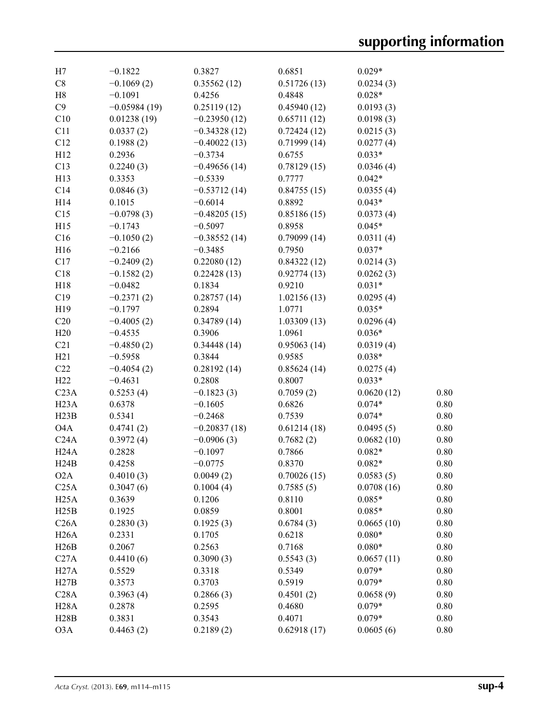| | | | | | |
|---|---|---|---|---|---|
| H7 | −0.1822 | 0.3827 | 0.6851 | 0.029* | |
| C8 | −0.1069 (2) | 0.35562 (12) | 0.51726 (13) | 0.0234 (3) | |
| H8 | −0.1091 | 0.4256 | 0.4848 | 0.028* | |
| C9 | −0.05984 (19) | 0.25119 (12) | 0.45940 (12) | 0.0193 (3) | |
| C10 | 0.01238 (19) | −0.23950 (12) | 0.65711 (12) | 0.0198 (3) | |
| C11 | 0.0337 (2) | −0.34328 (12) | 0.72424 (12) | 0.0215 (3) | |
| C12 | 0.1988 (2) | −0.40022 (13) | 0.71999 (14) | 0.0277 (4) | |
| H12 | 0.2936 | −0.3734 | 0.6755 | 0.033* | |
| C13 | 0.2240 (3) | −0.49656 (14) | 0.78129 (15) | 0.0346 (4) | |
| H13 | 0.3353 | −0.5339 | 0.7777 | 0.042* | |
| C14 | 0.0846 (3) | −0.53712 (14) | 0.84755 (15) | 0.0355 (4) | |
| H14 | 0.1015 | −0.6014 | 0.8892 | 0.043* | |
| C15 | −0.0798 (3) | −0.48205 (15) | 0.85186 (15) | 0.0373 (4) | |
| H15 | −0.1743 | −0.5097 | 0.8958 | 0.045* | |
| C16 | −0.1050 (2) | −0.38552 (14) | 0.79099 (14) | 0.0311 (4) | |
| H16 | −0.2166 | −0.3485 | 0.7950 | 0.037* | |
| C17 | −0.2409 (2) | 0.22080 (12) | 0.84322 (12) | 0.0214 (3) | |
| C18 | −0.1582 (2) | 0.22428 (13) | 0.92774 (13) | 0.0262 (3) | |
| H18 | −0.0482 | 0.1834 | 0.9210 | 0.031* | |
| C19 | −0.2371 (2) | 0.28757 (14) | 1.02156 (13) | 0.0295 (4) | |
| H19 | −0.1797 | 0.2894 | 1.0771 | 0.035* | |
| C20 | −0.4005 (2) | 0.34789 (14) | 1.03309 (13) | 0.0296 (4) | |
| H20 | −0.4535 | 0.3906 | 1.0961 | 0.036* | |
| C21 | −0.4850 (2) | 0.34448 (14) | 0.95063 (14) | 0.0319 (4) | |
| H21 | −0.5958 | 0.3844 | 0.9585 | 0.038* | |
| C22 | −0.4054 (2) | 0.28192 (14) | 0.85624 (14) | 0.0275 (4) | |
| H22 | −0.4631 | 0.2808 | 0.8007 | 0.033* | |
| C23A | 0.5253 (4) | −0.1823 (3) | 0.7059 (2) | 0.0620 (12) | 0.80 |
| H23A | 0.6378 | −0.1605 | 0.6826 | 0.074* | 0.80 |
| H23B | 0.5341 | −0.2468 | 0.7539 | 0.074* | 0.80 |
| O4A | 0.4741 (2) | −0.20837 (18) | 0.61214 (18) | 0.0495 (5) | 0.80 |
| C24A | 0.3972 (4) | −0.0906 (3) | 0.7682 (2) | 0.0682 (10) | 0.80 |
| H24A | 0.2828 | −0.1097 | 0.7866 | 0.082* | 0.80 |
| H24B | 0.4258 | −0.0775 | 0.8370 | 0.082* | 0.80 |
| O2A | 0.4010 (3) | 0.0049 (2) | 0.70026 (15) | 0.0583 (5) | 0.80 |
| C25A | 0.3047 (6) | 0.1004 (4) | 0.7585 (5) | 0.0708 (16) | 0.80 |
| H25A | 0.3639 | 0.1206 | 0.8110 | 0.085* | 0.80 |
| H25B | 0.1925 | 0.0859 | 0.8001 | 0.085* | 0.80 |
| C26A | 0.2830 (3) | 0.1925 (3) | 0.6784 (3) | 0.0665 (10) | 0.80 |
| H26A | 0.2331 | 0.1705 | 0.6218 | 0.080* | 0.80 |
| H26B | 0.2067 | 0.2563 | 0.7168 | 0.080* | 0.80 |
| C27A | 0.4410 (6) | 0.3090 (3) | 0.5543 (3) | 0.0657 (11) | 0.80 |
| H27A | 0.5529 | 0.3318 | 0.5349 | 0.079* | 0.80 |
| H27B | 0.3573 | 0.3703 | 0.5919 | 0.079* | 0.80 |
| C28A | 0.3963 (4) | 0.2866 (3) | 0.4501 (2) | 0.0658 (9) | 0.80 |
| H28A | 0.2878 | 0.2595 | 0.4680 | 0.079* | 0.80 |
| H28B | 0.3831 | 0.3543 | 0.4071 | 0.079* | 0.80 |
| O3A | 0.4463 (2) | 0.2189 (2) | 0.62918 (17) | 0.0605 (6) | 0.80 |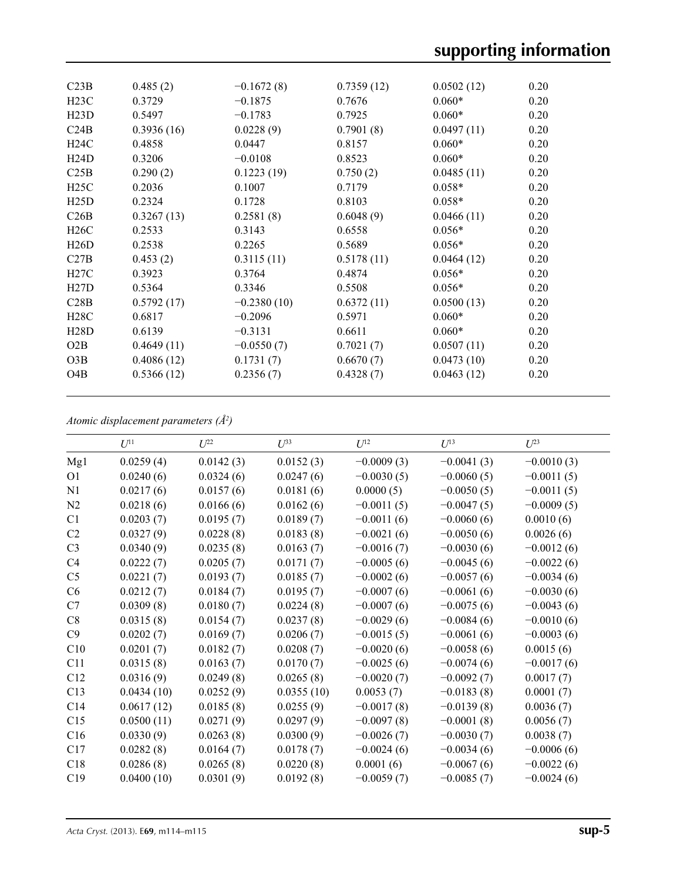| | | | | | |
|---|---|---|---|---|---|
| C23B | 0.485 (2) | −0.1672 (8) | 0.7359 (12) | 0.0502 (12) | 0.20 |
| H23C | 0.3729 | −0.1875 | 0.7676 | 0.060* | 0.20 |
| H23D | 0.5497 | −0.1783 | 0.7925 | 0.060* | 0.20 |
| C24B | 0.3936 (16) | 0.0228 (9) | 0.7901 (8) | 0.0497 (11) | 0.20 |
| H24C | 0.4858 | 0.0447 | 0.8157 | 0.060* | 0.20 |
| H24D | 0.3206 | −0.0108 | 0.8523 | 0.060* | 0.20 |
| C25B | 0.290 (2) | 0.1223 (19) | 0.750 (2) | 0.0485 (11) | 0.20 |
| H25C | 0.2036 | 0.1007 | 0.7179 | 0.058* | 0.20 |
| H25D | 0.2324 | 0.1728 | 0.8103 | 0.058* | 0.20 |
| C26B | 0.3267 (13) | 0.2581 (8) | 0.6048 (9) | 0.0466 (11) | 0.20 |
| H26C | 0.2533 | 0.3143 | 0.6558 | 0.056* | 0.20 |
| H26D | 0.2538 | 0.2265 | 0.5689 | 0.056* | 0.20 |
| C27B | 0.453 (2) | 0.3115 (11) | 0.5178 (11) | 0.0464 (12) | 0.20 |
| H27C | 0.3923 | 0.3764 | 0.4874 | 0.056* | 0.20 |
| H27D | 0.5364 | 0.3346 | 0.5508 | 0.056* | 0.20 |
| C28B | 0.5792 (17) | −0.2380 (10) | 0.6372 (11) | 0.0500 (13) | 0.20 |
| H28C | 0.6817 | −0.2096 | 0.5971 | 0.060* | 0.20 |
| H28D | 0.6139 | −0.3131 | 0.6611 | 0.060* | 0.20 |
| O2B | 0.4649 (11) | −0.0550 (7) | 0.7021 (7) | 0.0507 (11) | 0.20 |
| O3B | 0.4086 (12) | 0.1731 (7) | 0.6670 (7) | 0.0473 (10) | 0.20 |
| O4B | 0.5366 (12) | 0.2356 (7) | 0.4328 (7) | 0.0463 (12) | 0.20 |

*Atomic displacement parameters (Å²)*

| | $U^{11}$ | $U^{22}$ | $U^{33}$ | $U^{12}$ | $U^{13}$ | $U^{23}$ |
|---|---|---|---|---|---|---|
| Mg1 | 0.0259 (4) | 0.0142 (3) | 0.0152 (3) | −0.0009 (3) | −0.0041 (3) | −0.0010 (3) |
| O1 | 0.0240 (6) | 0.0324 (6) | 0.0247 (6) | −0.0030 (5) | −0.0060 (5) | −0.0011 (5) |
| N1 | 0.0217 (6) | 0.0157 (6) | 0.0181 (6) | 0.0000 (5) | −0.0050 (5) | −0.0011 (5) |
| N2 | 0.0218 (6) | 0.0166 (6) | 0.0162 (6) | −0.0011 (5) | −0.0047 (5) | −0.0009 (5) |
| C1 | 0.0203 (7) | 0.0195 (7) | 0.0189 (7) | −0.0011 (6) | −0.0060 (6) | 0.0010 (6) |
| C2 | 0.0327 (9) | 0.0228 (8) | 0.0183 (8) | −0.0021 (6) | −0.0050 (6) | 0.0026 (6) |
| C3 | 0.0340 (9) | 0.0235 (8) | 0.0163 (7) | −0.0016 (7) | −0.0030 (6) | −0.0012 (6) |
| C4 | 0.0222 (7) | 0.0205 (7) | 0.0171 (7) | −0.0005 (6) | −0.0045 (6) | −0.0022 (6) |
| C5 | 0.0221 (7) | 0.0193 (7) | 0.0185 (7) | −0.0002 (6) | −0.0057 (6) | −0.0034 (6) |
| C6 | 0.0212 (7) | 0.0184 (7) | 0.0195 (7) | −0.0007 (6) | −0.0061 (6) | −0.0030 (6) |
| C7 | 0.0309 (8) | 0.0180 (7) | 0.0224 (8) | −0.0007 (6) | −0.0075 (6) | −0.0043 (6) |
| C8 | 0.0315 (8) | 0.0154 (7) | 0.0237 (8) | −0.0029 (6) | −0.0084 (6) | −0.0010 (6) |
| C9 | 0.0202 (7) | 0.0169 (7) | 0.0206 (7) | −0.0015 (5) | −0.0061 (6) | −0.0003 (6) |
| C10 | 0.0201 (7) | 0.0182 (7) | 0.0208 (7) | −0.0020 (6) | −0.0058 (6) | 0.0015 (6) |
| C11 | 0.0315 (8) | 0.0163 (7) | 0.0170 (7) | −0.0025 (6) | −0.0074 (6) | −0.0017 (6) |
| C12 | 0.0316 (9) | 0.0249 (8) | 0.0265 (8) | −0.0020 (7) | −0.0092 (7) | 0.0017 (7) |
| C13 | 0.0434 (10) | 0.0252 (9) | 0.0355 (10) | 0.0053 (7) | −0.0183 (8) | 0.0001 (7) |
| C14 | 0.0617 (12) | 0.0185 (8) | 0.0255 (9) | −0.0017 (8) | −0.0139 (8) | 0.0036 (7) |
| C15 | 0.0500 (11) | 0.0271 (9) | 0.0297 (9) | −0.0097 (8) | −0.0001 (8) | 0.0056 (7) |
| C16 | 0.0330 (9) | 0.0263 (8) | 0.0300 (9) | −0.0026 (7) | −0.0030 (7) | 0.0038 (7) |
| C17 | 0.0282 (8) | 0.0164 (7) | 0.0178 (7) | −0.0024 (6) | −0.0034 (6) | −0.0006 (6) |
| C18 | 0.0286 (8) | 0.0265 (8) | 0.0220 (8) | 0.0001 (6) | −0.0067 (6) | −0.0022 (6) |
| C19 | 0.0400 (10) | 0.0301 (9) | 0.0192 (8) | −0.0059 (7) | −0.0085 (7) | −0.0024 (6) |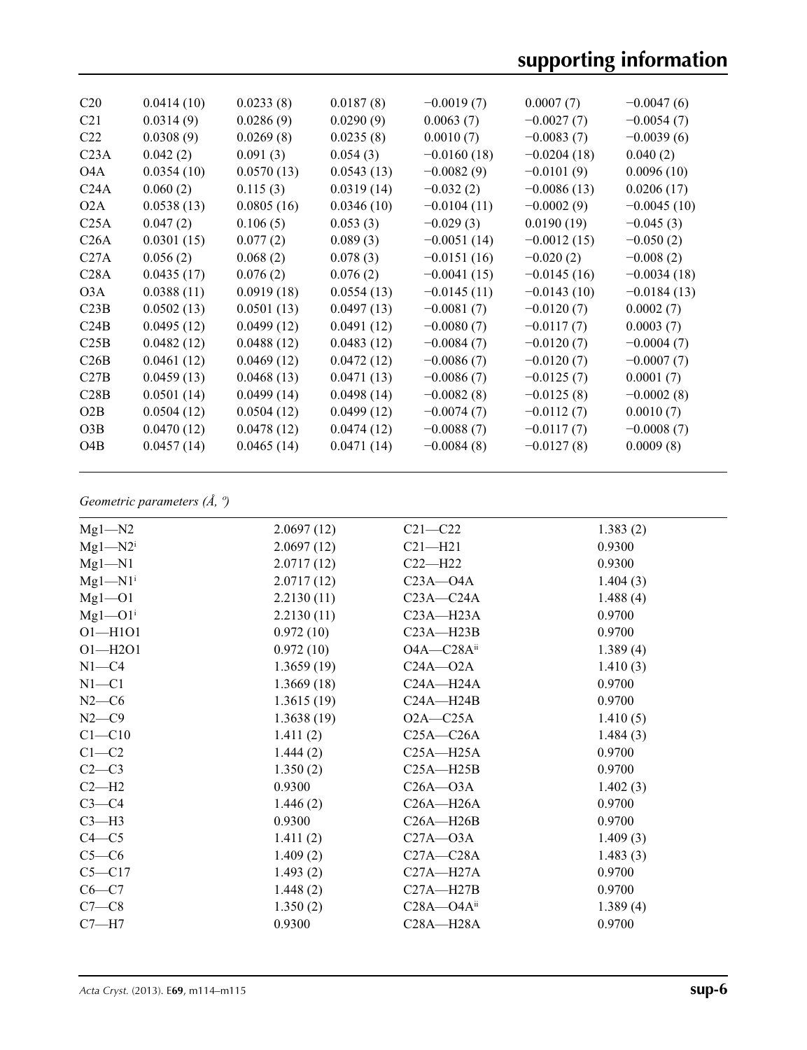| | | | | | | |
|---|---|---|---|---|---|---|
| C20 | 0.0414 (10) | 0.0233 (8) | 0.0187 (8) | −0.0019 (7) | 0.0007 (7) | −0.0047 (6) |
| C21 | 0.0314 (9) | 0.0286 (9) | 0.0290 (9) | 0.0063 (7) | −0.0027 (7) | −0.0054 (7) |
| C22 | 0.0308 (9) | 0.0269 (8) | 0.0235 (8) | 0.0010 (7) | −0.0083 (7) | −0.0039 (6) |
| C23A | 0.042 (2) | 0.091 (3) | 0.054 (3) | −0.0160 (18) | −0.0204 (18) | 0.040 (2) |
| O4A | 0.0354 (10) | 0.0570 (13) | 0.0543 (13) | −0.0082 (9) | −0.0101 (9) | 0.0096 (10) |
| C24A | 0.060 (2) | 0.115 (3) | 0.0319 (14) | −0.032 (2) | −0.0086 (13) | 0.0206 (17) |
| O2A | 0.0538 (13) | 0.0805 (16) | 0.0346 (10) | −0.0104 (11) | −0.0002 (9) | −0.0045 (10) |
| C25A | 0.047 (2) | 0.106 (5) | 0.053 (3) | −0.029 (3) | 0.0190 (19) | −0.045 (3) |
| C26A | 0.0301 (15) | 0.077 (2) | 0.089 (3) | −0.0051 (14) | −0.0012 (15) | −0.050 (2) |
| C27A | 0.056 (2) | 0.068 (2) | 0.078 (3) | −0.0151 (16) | −0.020 (2) | −0.008 (2) |
| C28A | 0.0435 (17) | 0.076 (2) | 0.076 (2) | −0.0041 (15) | −0.0145 (16) | −0.0034 (18) |
| O3A | 0.0388 (11) | 0.0919 (18) | 0.0554 (13) | −0.0145 (11) | −0.0143 (10) | −0.0184 (13) |
| C23B | 0.0502 (13) | 0.0501 (13) | 0.0497 (13) | −0.0081 (7) | −0.0120 (7) | 0.0002 (7) |
| C24B | 0.0495 (12) | 0.0499 (12) | 0.0491 (12) | −0.0080 (7) | −0.0117 (7) | 0.0003 (7) |
| C25B | 0.0482 (12) | 0.0488 (12) | 0.0483 (12) | −0.0084 (7) | −0.0120 (7) | −0.0004 (7) |
| C26B | 0.0461 (12) | 0.0469 (12) | 0.0472 (12) | −0.0086 (7) | −0.0120 (7) | −0.0007 (7) |
| C27B | 0.0459 (13) | 0.0468 (13) | 0.0471 (13) | −0.0086 (7) | −0.0125 (7) | 0.0001 (7) |
| C28B | 0.0501 (14) | 0.0499 (14) | 0.0498 (14) | −0.0082 (8) | −0.0125 (8) | −0.0002 (8) |
| O2B | 0.0504 (12) | 0.0504 (12) | 0.0499 (12) | −0.0074 (7) | −0.0112 (7) | 0.0010 (7) |
| O3B | 0.0470 (12) | 0.0478 (12) | 0.0474 (12) | −0.0088 (7) | −0.0117 (7) | −0.0008 (7) |
| O4B | 0.0457 (14) | 0.0465 (14) | 0.0471 (14) | −0.0084 (8) | −0.0127 (8) | 0.0009 (8) |

*Geometric parameters (Å, º)*

| | | | |
|---|---|---|---|
| Mg1—N2 | 2.0697 (12) | C21—C22 | 1.383 (2) |
| Mg1—N2[i] | 2.0697 (12) | C21—H21 | 0.9300 |
| Mg1—N1 | 2.0717 (12) | C22—H22 | 0.9300 |
| Mg1—N1[i] | 2.0717 (12) | C23A—O4A | 1.404 (3) |
| Mg1—O1 | 2.2130 (11) | C23A—C24A | 1.488 (4) |
| Mg1—O1[i] | 2.2130 (11) | C23A—H23A | 0.9700 |
| O1—H1O1 | 0.972 (10) | C23A—H23B | 0.9700 |
| O1—H2O1 | 0.972 (10) | O4A—C28A[ii] | 1.389 (4) |
| N1—C4 | 1.3659 (19) | C24A—O2A | 1.410 (3) |
| N1—C1 | 1.3669 (18) | C24A—H24A | 0.9700 |
| N2—C6 | 1.3615 (19) | C24A—H24B | 0.9700 |
| N2—C9 | 1.3638 (19) | O2A—C25A | 1.410 (5) |
| C1—C10 | 1.411 (2) | C25A—C26A | 1.484 (3) |
| C1—C2 | 1.444 (2) | C25A—H25A | 0.9700 |
| C2—C3 | 1.350 (2) | C25A—H25B | 0.9700 |
| C2—H2 | 0.9300 | C26A—O3A | 1.402 (3) |
| C3—C4 | 1.446 (2) | C26A—H26A | 0.9700 |
| C3—H3 | 0.9300 | C26A—H26B | 0.9700 |
| C4—C5 | 1.411 (2) | C27A—O3A | 1.409 (3) |
| C5—C6 | 1.409 (2) | C27A—C28A | 1.483 (3) |
| C5—C17 | 1.493 (2) | C27A—H27A | 0.9700 |
| C6—C7 | 1.448 (2) | C27A—H27B | 0.9700 |
| C7—C8 | 1.350 (2) | C28A—O4A[ii] | 1.389 (4) |
| C7—H7 | 0.9300 | C28A—H28A | 0.9700 |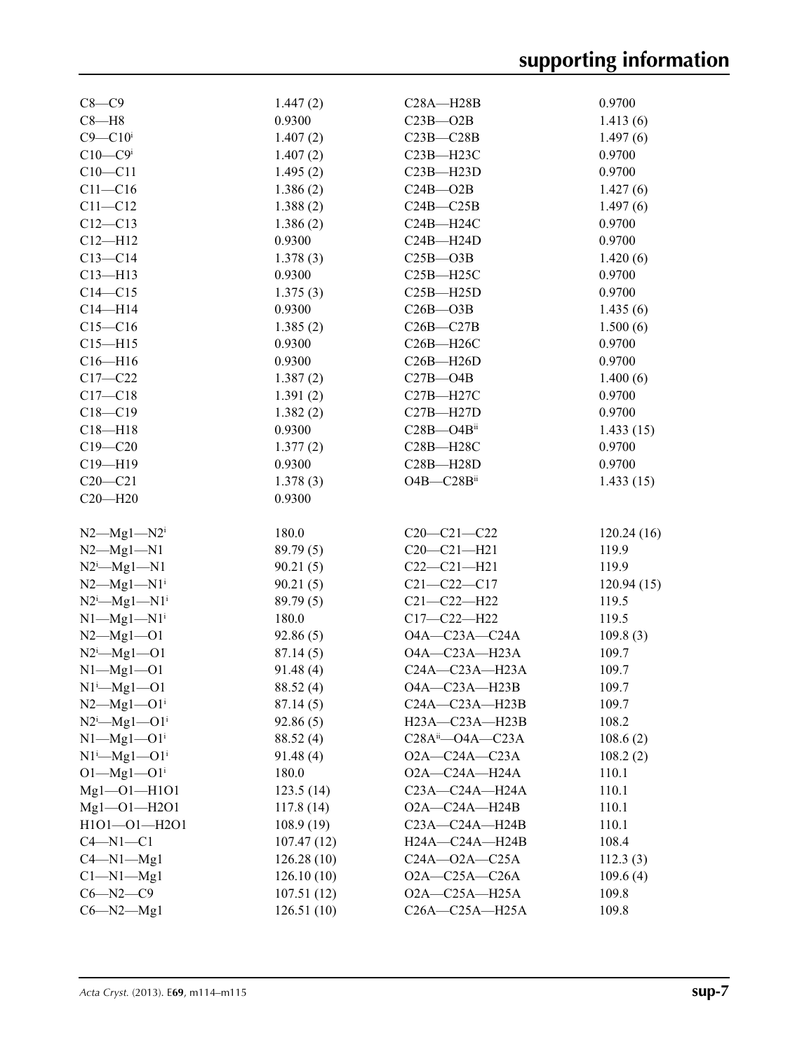| | | | |
|---|---|---|---|
| C8—C9 | 1.447 (2) | C28A—H28B | 0.9700 |
| C8—H8 | 0.9300 | C23B—O2B | 1.413 (6) |
| C9—C10$^{i}$ | 1.407 (2) | C23B—C28B | 1.497 (6) |
| C10—C9$^{i}$ | 1.407 (2) | C23B—H23C | 0.9700 |
| C10—C11 | 1.495 (2) | C23B—H23D | 0.9700 |
| C11—C16 | 1.386 (2) | C24B—O2B | 1.427 (6) |
| C11—C12 | 1.388 (2) | C24B—C25B | 1.497 (6) |
| C12—C13 | 1.386 (2) | C24B—H24C | 0.9700 |
| C12—H12 | 0.9300 | C24B—H24D | 0.9700 |
| C13—C14 | 1.378 (3) | C25B—O3B | 1.420 (6) |
| C13—H13 | 0.9300 | C25B—H25C | 0.9700 |
| C14—C15 | 1.375 (3) | C25B—H25D | 0.9700 |
| C14—H14 | 0.9300 | C26B—O3B | 1.435 (6) |
| C15—C16 | 1.385 (2) | C26B—C27B | 1.500 (6) |
| C15—H15 | 0.9300 | C26B—H26C | 0.9700 |
| C16—H16 | 0.9300 | C26B—H26D | 0.9700 |
| C17—C22 | 1.387 (2) | C27B—O4B | 1.400 (6) |
| C17—C18 | 1.391 (2) | C27B—H27C | 0.9700 |
| C18—C19 | 1.382 (2) | C27B—H27D | 0.9700 |
| C18—H18 | 0.9300 | C28B—O4B$^{ii}$ | 1.433 (15) |
| C19—C20 | 1.377 (2) | C28B—H28C | 0.9700 |
| C19—H19 | 0.9300 | C28B—H28D | 0.9700 |
| C20—C21 | 1.378 (3) | O4B—C28B$^{ii}$ | 1.433 (15) |
| C20—H20 | 0.9300 | | |
| | | | |
| N2—Mg1—N2$^{i}$ | 180.0 | C20—C21—C22 | 120.24 (16) |
| N2—Mg1—N1 | 89.79 (5) | C20—C21—H21 | 119.9 |
| N2$^{i}$—Mg1—N1 | 90.21 (5) | C22—C21—H21 | 119.9 |
| N2—Mg1—N1$^{i}$ | 90.21 (5) | C21—C22—C17 | 120.94 (15) |
| N2$^{i}$—Mg1—N1$^{i}$ | 89.79 (5) | C21—C22—H22 | 119.5 |
| N1—Mg1—N1$^{i}$ | 180.0 | C17—C22—H22 | 119.5 |
| N2—Mg1—O1 | 92.86 (5) | O4A—C23A—C24A | 109.8 (3) |
| N2$^{i}$—Mg1—O1 | 87.14 (5) | O4A—C23A—H23A | 109.7 |
| N1—Mg1—O1 | 91.48 (4) | C24A—C23A—H23A | 109.7 |
| N1$^{i}$—Mg1—O1 | 88.52 (4) | O4A—C23A—H23B | 109.7 |
| N2—Mg1—O1$^{i}$ | 87.14 (5) | C24A—C23A—H23B | 109.7 |
| N2$^{i}$—Mg1—O1$^{i}$ | 92.86 (5) | H23A—C23A—H23B | 108.2 |
| N1—Mg1—O1$^{i}$ | 88.52 (4) | C28A$^{ii}$—O4A—C23A | 108.6 (2) |
| N1$^{i}$—Mg1—O1$^{i}$ | 91.48 (4) | O2A—C24A—C23A | 108.2 (2) |
| O1—Mg1—O1$^{i}$ | 180.0 | O2A—C24A—H24A | 110.1 |
| Mg1—O1—H1O1 | 123.5 (14) | C23A—C24A—H24A | 110.1 |
| Mg1—O1—H2O1 | 117.8 (14) | O2A—C24A—H24B | 110.1 |
| H1O1—O1—H2O1 | 108.9 (19) | C23A—C24A—H24B | 110.1 |
| C4—N1—C1 | 107.47 (12) | H24A—C24A—H24B | 108.4 |
| C4—N1—Mg1 | 126.28 (10) | C24A—O2A—C25A | 112.3 (3) |
| C1—N1—Mg1 | 126.10 (10) | O2A—C25A—C26A | 109.6 (4) |
| C6—N2—C9 | 107.51 (12) | O2A—C25A—H25A | 109.8 |
| C6—N2—Mg1 | 126.51 (10) | C26A—C25A—H25A | 109.8 |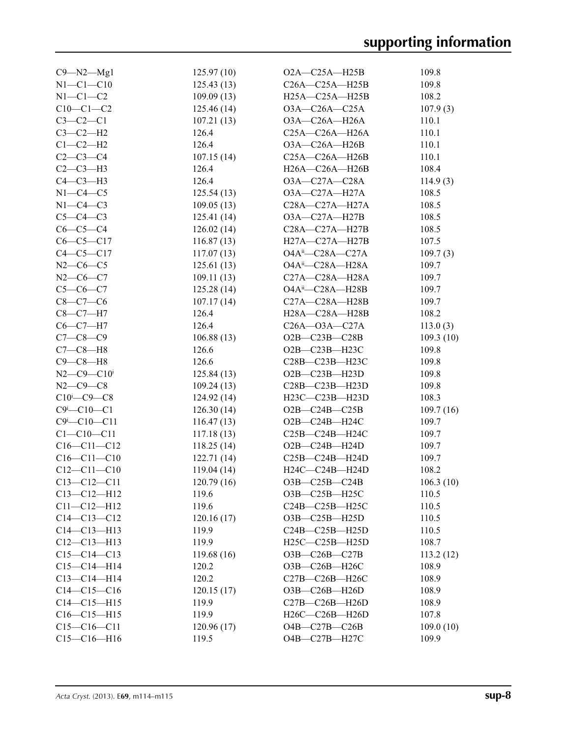| | | | |
|---|---|---|---|
| C9—N2—Mg1 | 125.97 (10) | O2A—C25A—H25B | 109.8 |
| N1—C1—C10 | 125.43 (13) | C26A—C25A—H25B | 109.8 |
| N1—C1—C2 | 109.09 (13) | H25A—C25A—H25B | 108.2 |
| C10—C1—C2 | 125.46 (14) | O3A—C26A—C25A | 107.9 (3) |
| C3—C2—C1 | 107.21 (13) | O3A—C26A—H26A | 110.1 |
| C3—C2—H2 | 126.4 | C25A—C26A—H26A | 110.1 |
| C1—C2—H2 | 126.4 | O3A—C26A—H26B | 110.1 |
| C2—C3—C4 | 107.15 (14) | C25A—C26A—H26B | 110.1 |
| C2—C3—H3 | 126.4 | H26A—C26A—H26B | 108.4 |
| C4—C3—H3 | 126.4 | O3A—C27A—C28A | 114.9 (3) |
| N1—C4—C5 | 125.54 (13) | O3A—C27A—H27A | 108.5 |
| N1—C4—C3 | 109.05 (13) | C28A—C27A—H27A | 108.5 |
| C5—C4—C3 | 125.41 (14) | O3A—C27A—H27B | 108.5 |
| C6—C5—C4 | 126.02 (14) | C28A—C27A—H27B | 108.5 |
| C6—C5—C17 | 116.87 (13) | H27A—C27A—H27B | 107.5 |
| C4—C5—C17 | 117.07 (13) | O4A$^{ii}$—C28A—C27A | 109.7 (3) |
| N2—C6—C5 | 125.61 (13) | O4A$^{ii}$—C28A—H28A | 109.7 |
| N2—C6—C7 | 109.11 (13) | C27A—C28A—H28A | 109.7 |
| C5—C6—C7 | 125.28 (14) | O4A$^{ii}$—C28A—H28B | 109.7 |
| C8—C7—C6 | 107.17 (14) | C27A—C28A—H28B | 109.7 |
| C8—C7—H7 | 126.4 | H28A—C28A—H28B | 108.2 |
| C6—C7—H7 | 126.4 | C26A—O3A—C27A | 113.0 (3) |
| C7—C8—C9 | 106.88 (13) | O2B—C23B—C28B | 109.3 (10) |
| C7—C8—H8 | 126.6 | O2B—C23B—H23C | 109.8 |
| C9—C8—H8 | 126.6 | C28B—C23B—H23C | 109.8 |
| N2—C9—C10$^{i}$ | 125.84 (13) | O2B—C23B—H23D | 109.8 |
| N2—C9—C8 | 109.24 (13) | C28B—C23B—H23D | 109.8 |
| C10$^{i}$—C9—C8 | 124.92 (14) | H23C—C23B—H23D | 108.3 |
| C9$^{i}$—C10—C1 | 126.30 (14) | O2B—C24B—C25B | 109.7 (16) |
| C9$^{i}$—C10—C11 | 116.47 (13) | O2B—C24B—H24C | 109.7 |
| C1—C10—C11 | 117.18 (13) | C25B—C24B—H24C | 109.7 |
| C16—C11—C12 | 118.25 (14) | O2B—C24B—H24D | 109.7 |
| C16—C11—C10 | 122.71 (14) | C25B—C24B—H24D | 109.7 |
| C12—C11—C10 | 119.04 (14) | H24C—C24B—H24D | 108.2 |
| C13—C12—C11 | 120.79 (16) | O3B—C25B—C24B | 106.3 (10) |
| C13—C12—H12 | 119.6 | O3B—C25B—H25C | 110.5 |
| C11—C12—H12 | 119.6 | C24B—C25B—H25C | 110.5 |
| C14—C13—C12 | 120.16 (17) | O3B—C25B—H25D | 110.5 |
| C14—C13—H13 | 119.9 | C24B—C25B—H25D | 110.5 |
| C12—C13—H13 | 119.9 | H25C—C25B—H25D | 108.7 |
| C15—C14—C13 | 119.68 (16) | O3B—C26B—C27B | 113.2 (12) |
| C15—C14—H14 | 120.2 | O3B—C26B—H26C | 108.9 |
| C13—C14—H14 | 120.2 | C27B—C26B—H26C | 108.9 |
| C14—C15—C16 | 120.15 (17) | O3B—C26B—H26D | 108.9 |
| C14—C15—H15 | 119.9 | C27B—C26B—H26D | 108.9 |
| C16—C15—H15 | 119.9 | H26C—C26B—H26D | 107.8 |
| C15—C16—C11 | 120.96 (17) | O4B—C27B—C26B | 109.0 (10) |
| C15—C16—H16 | 119.5 | O4B—C27B—H27C | 109.9 |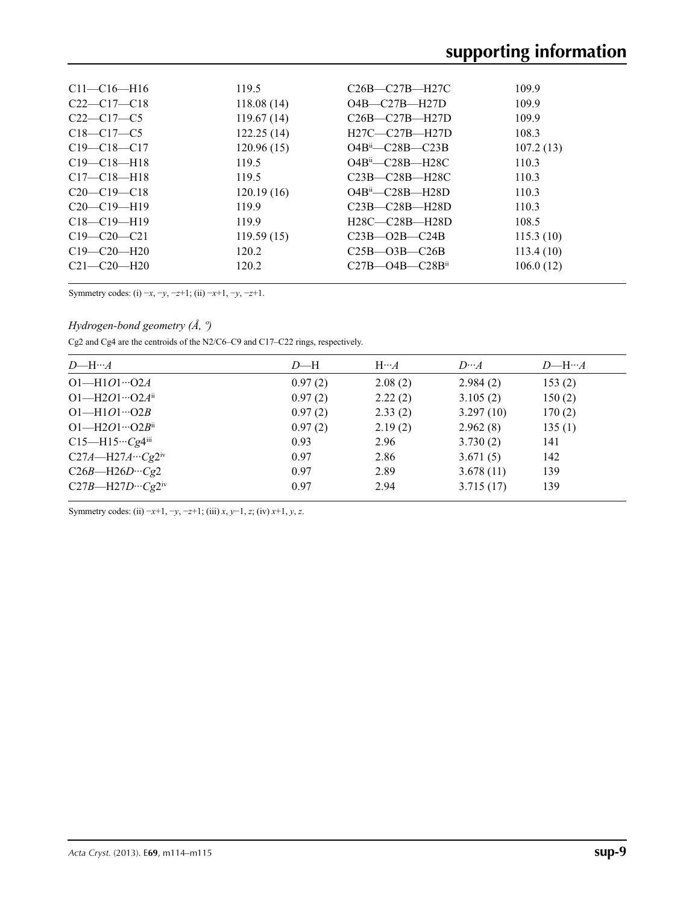| | | | |
|---|---|---|---|
| C11—C16—H16 | 119.5 | C26B—C27B—H27C | 109.9 |
| C22—C17—C18 | 118.08 (14) | O4B—C27B—H27D | 109.9 |
| C22—C17—C5 | 119.67 (14) | C26B—C27B—H27D | 109.9 |
| C18—C17—C5 | 122.25 (14) | H27C—C27B—H27D | 108.3 |
| C19—C18—C17 | 120.96 (15) | O4B$^{ii}$—C28B—C23B | 107.2 (13) |
| C19—C18—H18 | 119.5 | O4B$^{ii}$—C28B—H28C | 110.3 |
| C17—C18—H18 | 119.5 | C23B—C28B—H28C | 110.3 |
| C20—C19—C18 | 120.19 (16) | O4B$^{ii}$—C28B—H28D | 110.3 |
| C20—C19—H19 | 119.9 | C23B—C28B—H28D | 110.3 |
| C18—C19—H19 | 119.9 | H28C—C28B—H28D | 108.5 |
| C19—C20—C21 | 119.59 (15) | C23B—O2B—C24B | 115.3 (10) |
| C19—C20—H20 | 120.2 | C25B—O3B—C26B | 113.4 (10) |
| C21—C20—H20 | 120.2 | C27B—O4B—C28B$^{ii}$ | 106.0 (12) |

Symmetry codes: (i) −*x*, −*y*, −*z*+1; (ii) −*x*+1, −*y*, −*z*+1.

### *Hydrogen-bond geometry (Å, º)*

Cg2 and Cg4 are the centroids of the N2/C6–C9 and C17–C22 rings, respectively.

| *D*—H···*A* | *D*—H | H···*A* | *D*···*A* | *D*—H···*A* |
|---|---|---|---|---|
| O1—H1*O*1···O2*A* | 0.97 (2) | 2.08 (2) | 2.984 (2) | 153 (2) |
| O1—H2*O*1···O2*A*$^{ii}$ | 0.97 (2) | 2.22 (2) | 3.105 (2) | 150 (2) |
| O1—H1*O*1···O2*B* | 0.97 (2) | 2.33 (2) | 3.297 (10) | 170 (2) |
| O1—H2*O*1···O2*B*$^{ii}$ | 0.97 (2) | 2.19 (2) | 2.962 (8) | 135 (1) |
| C15—H15···*Cg*4$^{iii}$ | 0.93 | 2.96 | 3.730 (2) | 141 |
| C27*A*—H27*A*···*Cg*2$^{iv}$ | 0.97 | 2.86 | 3.671 (5) | 142 |
| C26*B*—H26*D*···*Cg*2 | 0.97 | 2.89 | 3.678 (11) | 139 |
| C27*B*—H27*D*···*Cg*2$^{iv}$ | 0.97 | 2.94 | 3.715 (17) | 139 |

Symmetry codes: (ii) −*x*+1, −*y*, −*z*+1; (iii) *x*, *y*−1, *z*; (iv) *x*+1, *y*, *z*.